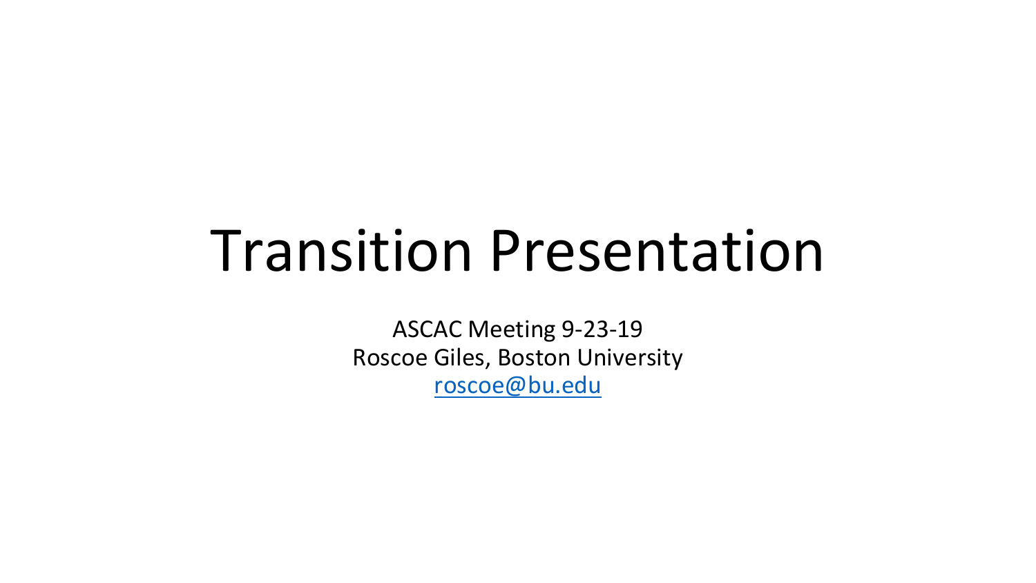# Transition Presentation

ASCAC Meeting 9-23-19
Roscoe Giles, Boston University
roscoe@bu.edu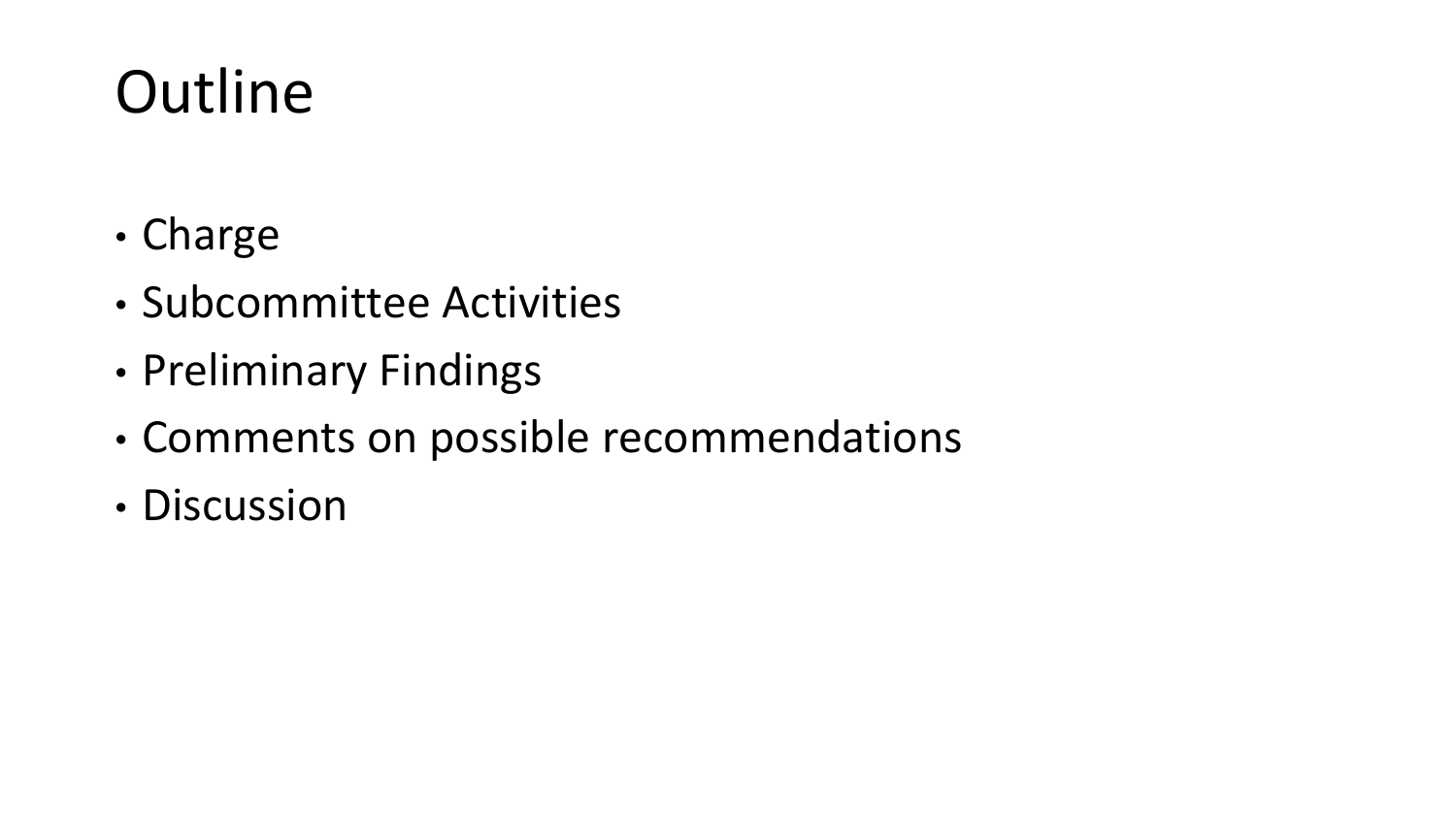# Outline

- Charge
- Subcommittee Activities
- Preliminary Findings
- Comments on possible recommendations
- Discussion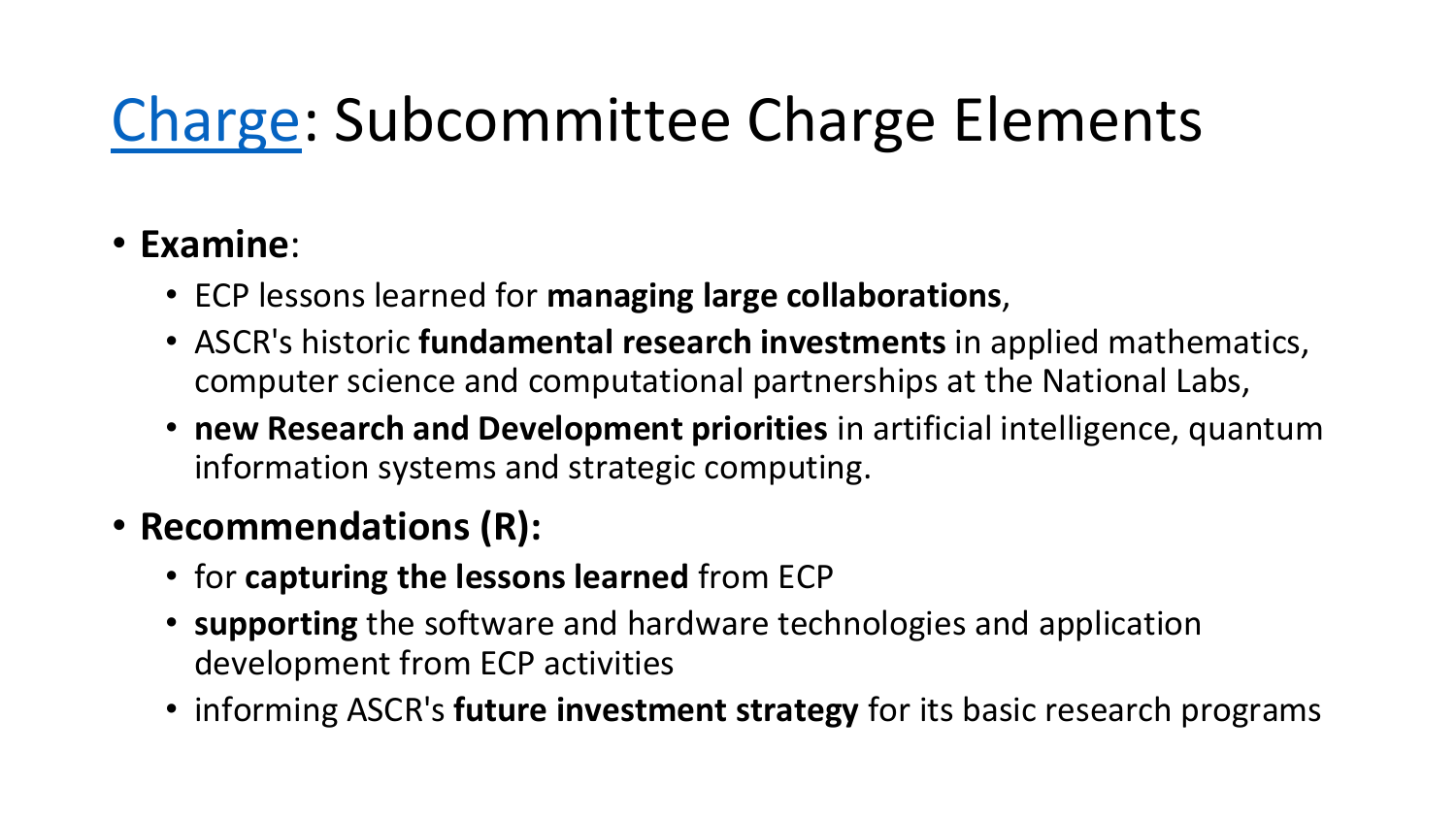# Charge: Subcommittee Charge Elements

- **Examine**:
  - ECP lessons learned for **managing large collaborations**,
  - ASCR's historic **fundamental research investments** in applied mathematics, computer science and computational partnerships at the National Labs,
  - **new Research and Development priorities** in artificial intelligence, quantum information systems and strategic computing.
- **Recommendations (R):**
  - for **capturing the lessons learned** from ECP
  - **supporting** the software and hardware technologies and application development from ECP activities
  - informing ASCR's **future investment strategy** for its basic research programs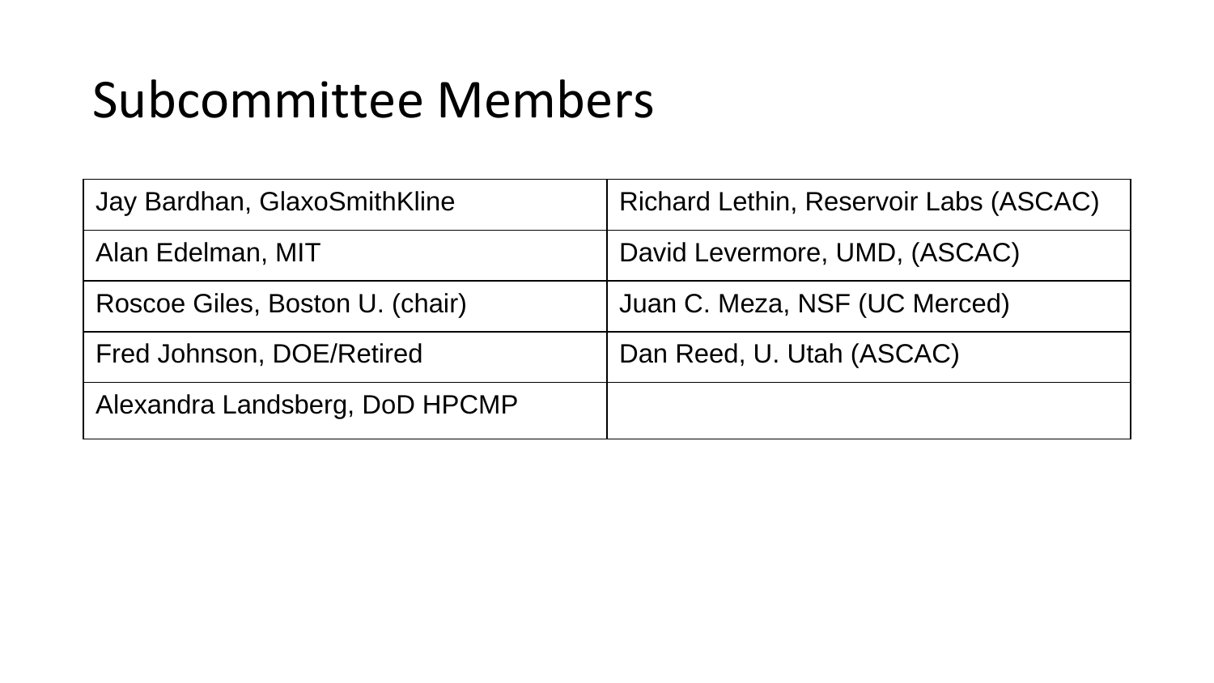# Subcommittee Members

| | |
|---|---|
| Jay Bardhan, GlaxoSmithKline | Richard Lethin, Reservoir Labs (ASCAC) |
| Alan Edelman, MIT | David Levermore, UMD, (ASCAC) |
| Roscoe Giles, Boston U. (chair) | Juan C. Meza, NSF (UC Merced) |
| Fred Johnson, DOE/Retired | Dan Reed, U. Utah (ASCAC) |
| Alexandra Landsberg, DoD HPCMP | |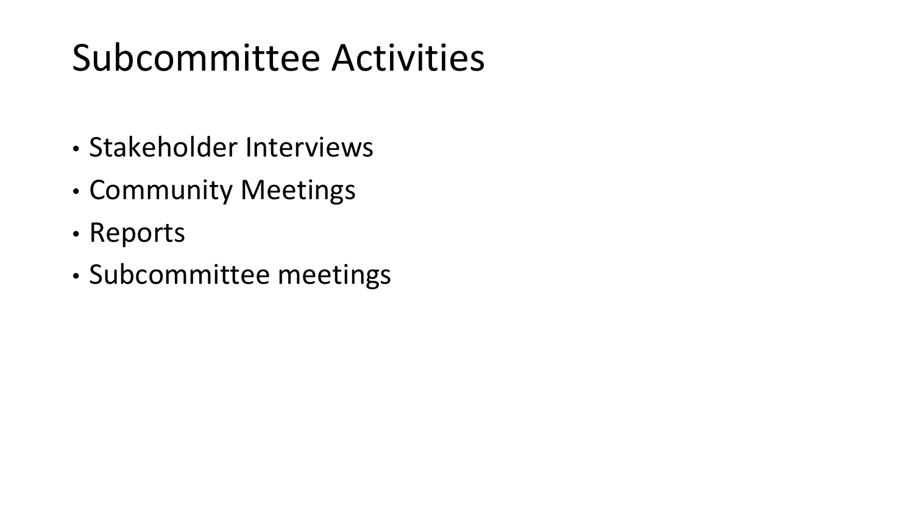# Subcommittee Activities

- Stakeholder Interviews
- Community Meetings
- Reports
- Subcommittee meetings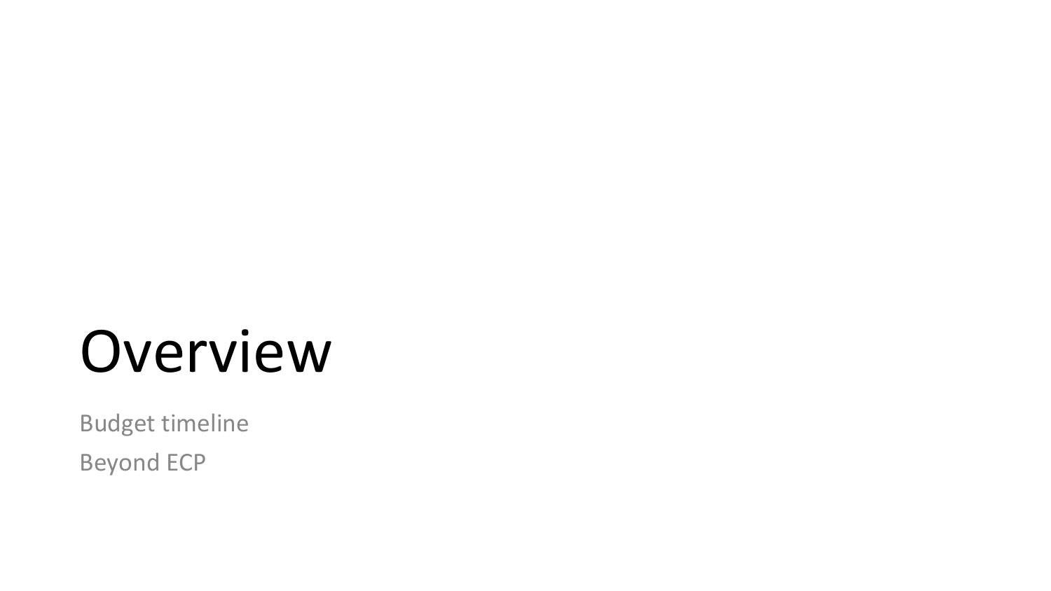# Overview

Budget timeline

Beyond ECP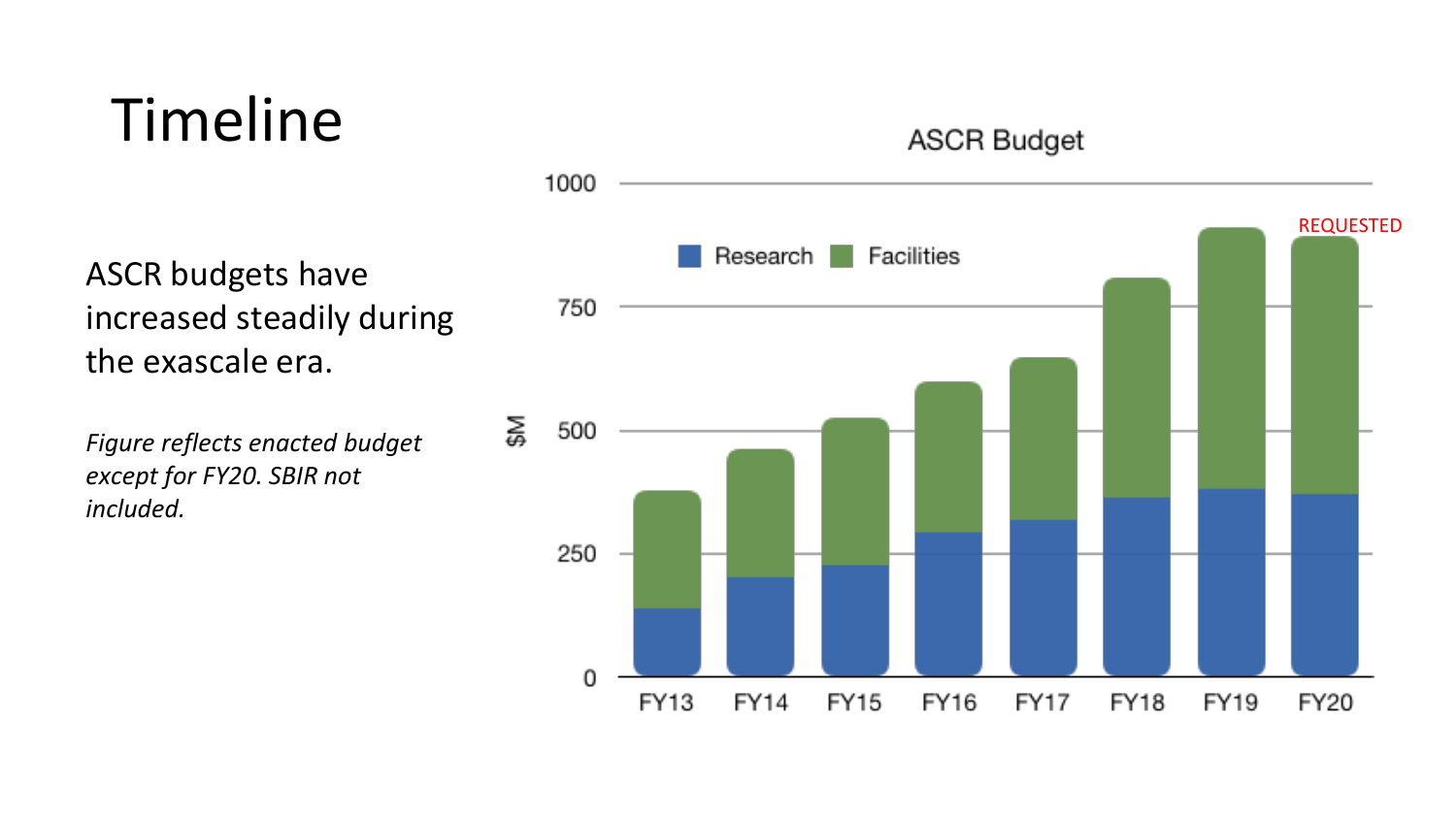# Timeline

ASCR budgets have increased steadily during the exascale era.

*Figure reflects enacted budget except for FY20. SBIR not included.*

ASCR Budget

Research | Facilities

$M

REQUESTED

FY13 FY14 FY15 FY16 FY17 FY18 FY19 FY20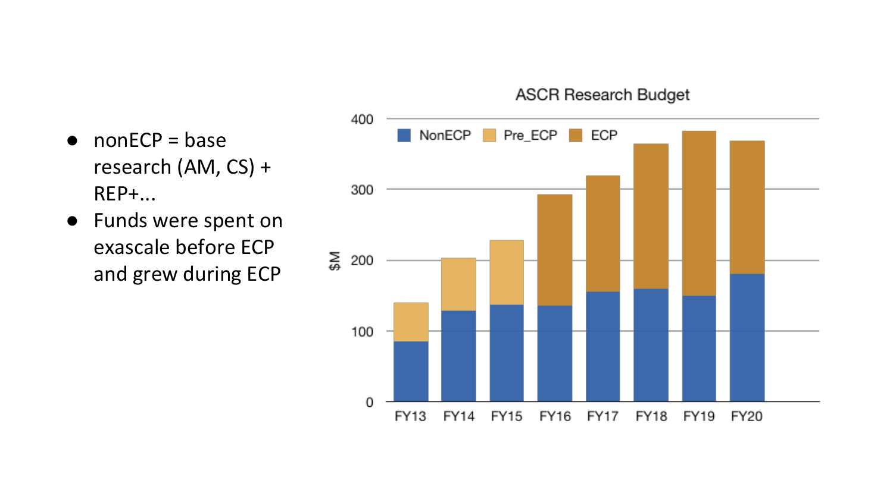- nonECP = base research (AM, CS) + REP+...
- Funds were spent on exascale before ECP and grew during ECP

ASCR Research Budget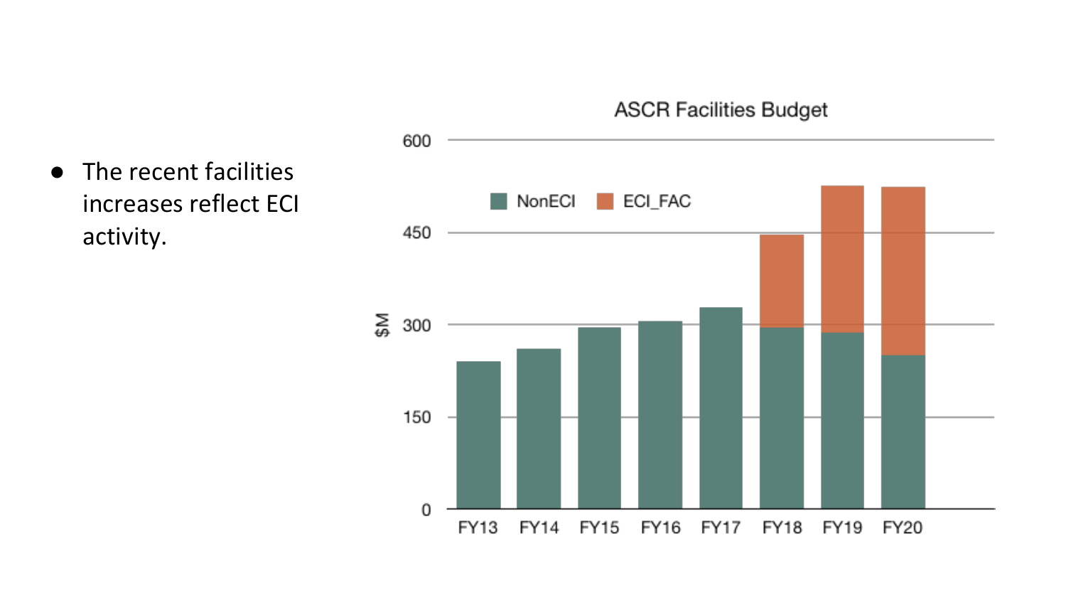- The recent facilities increases reflect ECI activity.

**ASCR Facilities Budget**

| Fiscal Year | NonECI ($M) | ECI_FAC ($M) |
|---|---|---|
| FY13 | ~240 | |
| FY14 | ~260 | |
| FY15 | ~296 | |
| FY16 | ~306 | |
| FY17 | ~330 | |
| FY18 | ~296 | ~150 |
| FY19 | ~288 | ~240 |
| FY20 | ~250 | ~275 |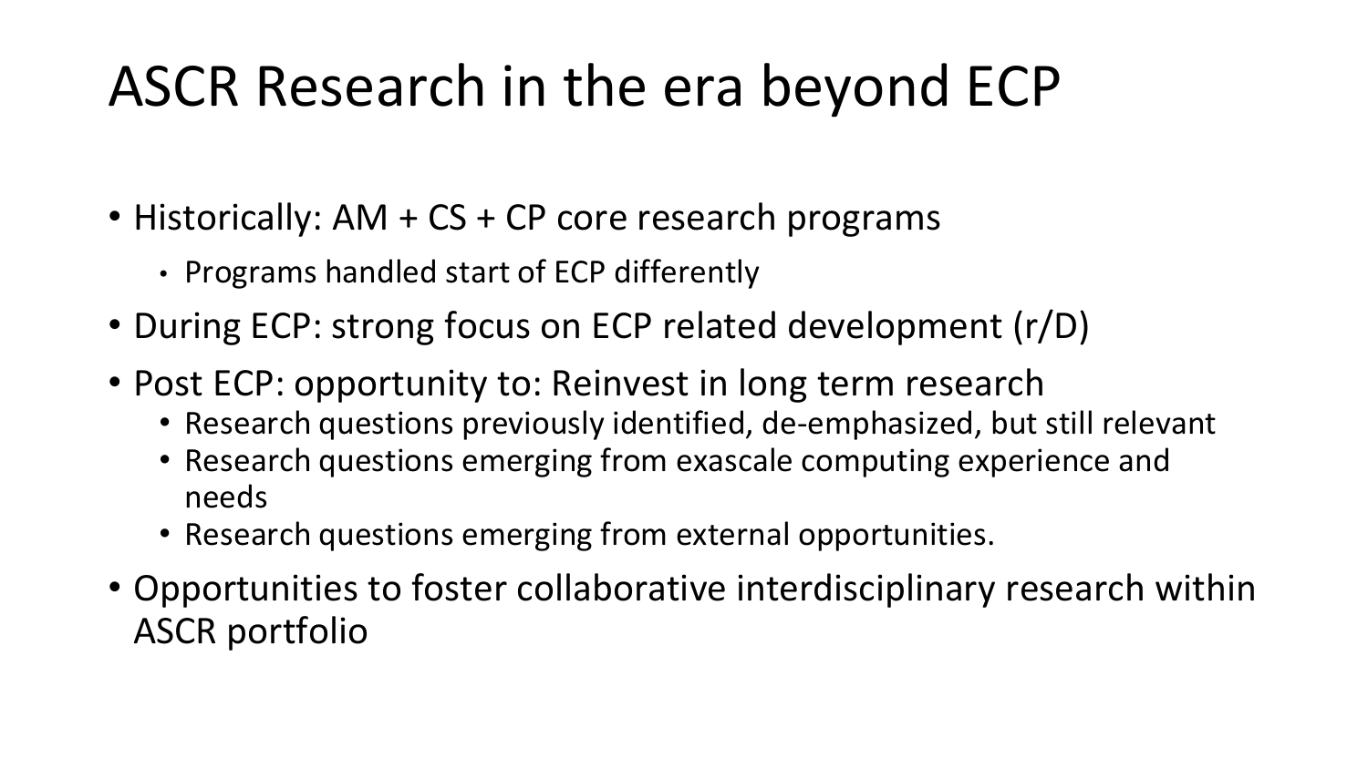# ASCR Research in the era beyond ECP

- Historically: AM + CS + CP core research programs
  - Programs handled start of ECP differently
- During ECP: strong focus on ECP related development (r/D)
- Post ECP: opportunity to: Reinvest in long term research
  - Research questions previously identified, de-emphasized, but still relevant
  - Research questions emerging from exascale computing experience and needs
  - Research questions emerging from external opportunities.
- Opportunities to foster collaborative interdisciplinary research within ASCR portfolio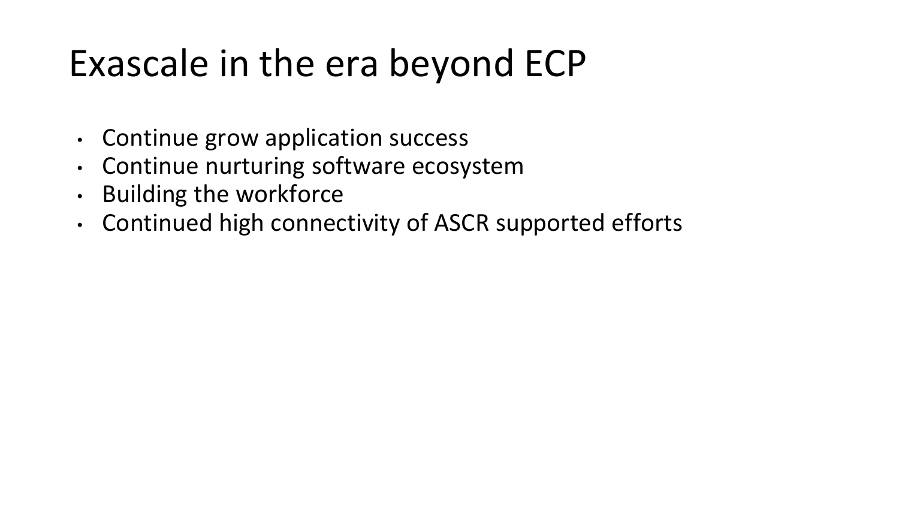# Exascale in the era beyond ECP

- Continue grow application success
- Continue nurturing software ecosystem
- Building the workforce
- Continued high connectivity of ASCR supported efforts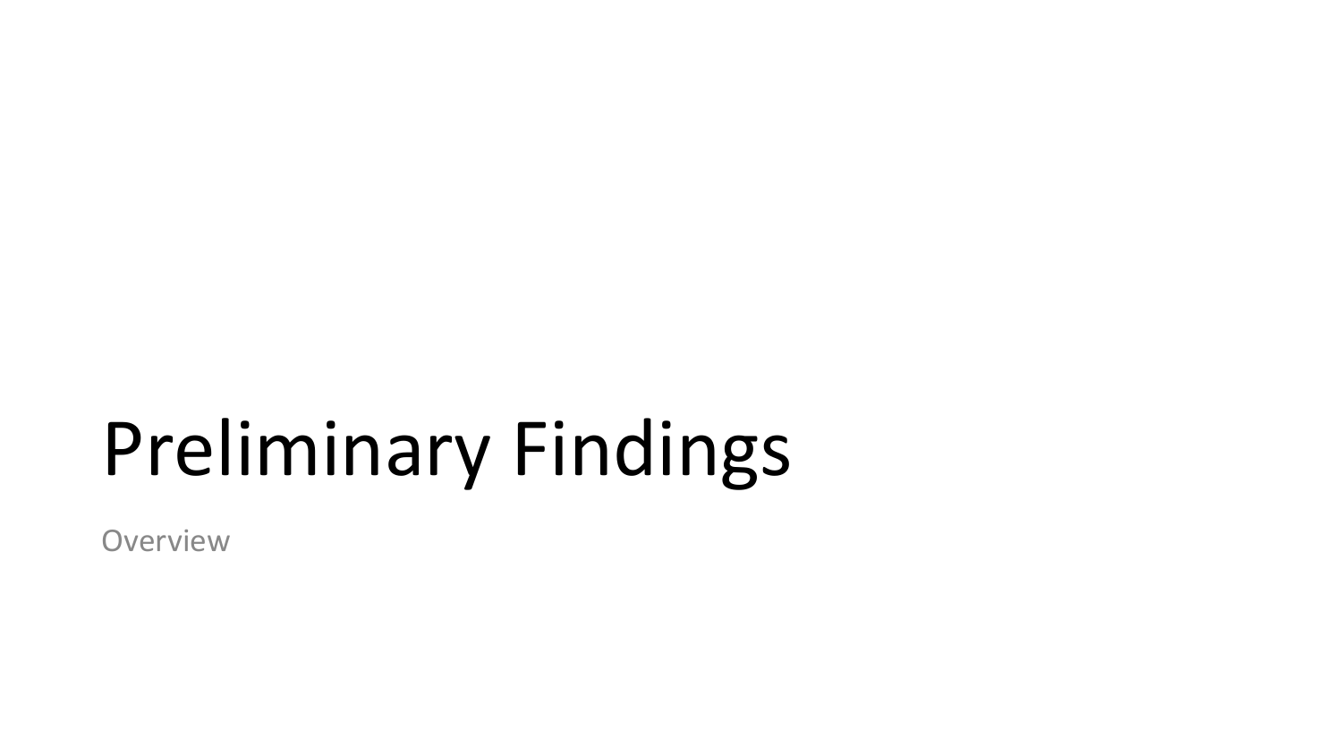# Preliminary Findings

Overview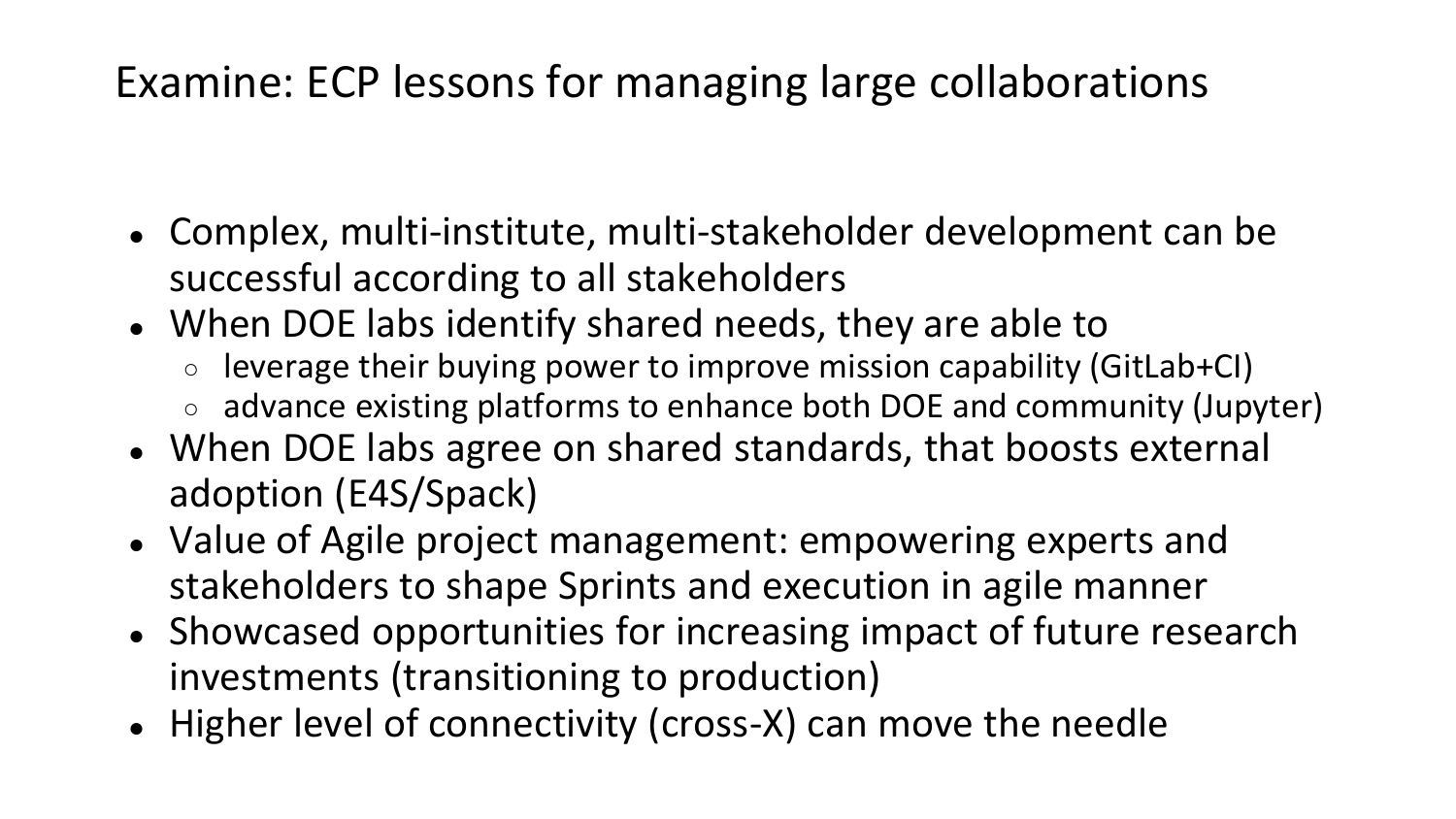# Examine: ECP lessons for managing large collaborations

- Complex, multi-institute, multi-stakeholder development can be successful according to all stakeholders
- When DOE labs identify shared needs, they are able to
  - leverage their buying power to improve mission capability (GitLab+CI)
  - advance existing platforms to enhance both DOE and community (Jupyter)
- When DOE labs agree on shared standards, that boosts external adoption (E4S/Spack)
- Value of Agile project management: empowering experts and stakeholders to shape Sprints and execution in agile manner
- Showcased opportunities for increasing impact of future research investments (transitioning to production)
- Higher level of connectivity (cross-X) can move the needle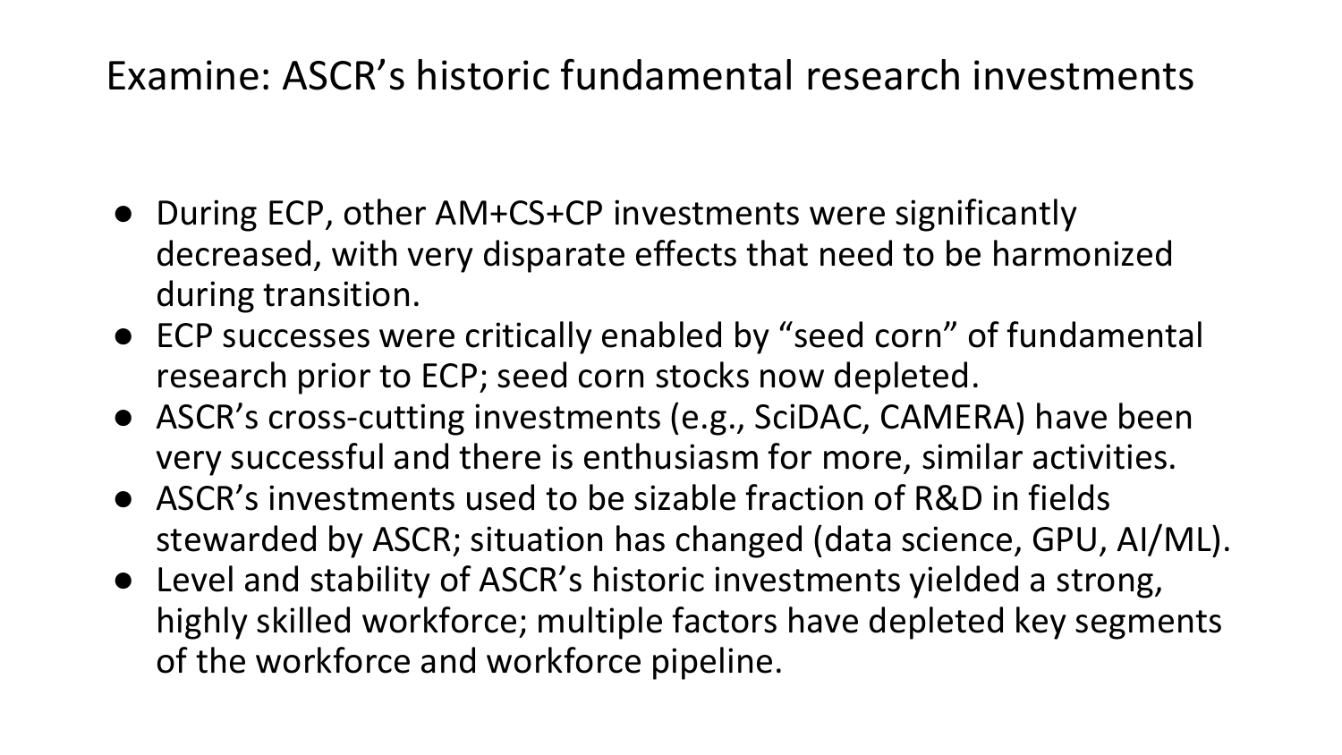# Examine: ASCR's historic fundamental research investments

- During ECP, other AM+CS+CP investments were significantly decreased, with very disparate effects that need to be harmonized during transition.
- ECP successes were critically enabled by "seed corn" of fundamental research prior to ECP; seed corn stocks now depleted.
- ASCR's cross-cutting investments (e.g., SciDAC, CAMERA) have been very successful and there is enthusiasm for more, similar activities.
- ASCR's investments used to be sizable fraction of R&D in fields stewarded by ASCR; situation has changed (data science, GPU, AI/ML).
- Level and stability of ASCR's historic investments yielded a strong, highly skilled workforce; multiple factors have depleted key segments of the workforce and workforce pipeline.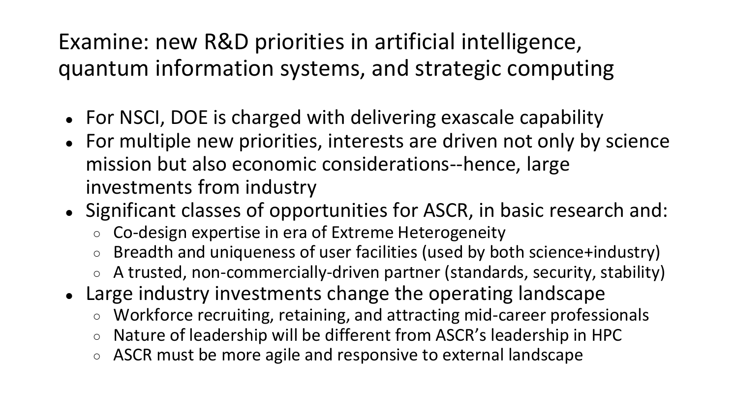# Examine: new R&D priorities in artificial intelligence, quantum information systems, and strategic computing

- For NSCI, DOE is charged with delivering exascale capability
- For multiple new priorities, interests are driven not only by science mission but also economic considerations--hence, large investments from industry
- Significant classes of opportunities for ASCR, in basic research and:
  - Co-design expertise in era of Extreme Heterogeneity
  - Breadth and uniqueness of user facilities (used by both science+industry)
  - A trusted, non-commercially-driven partner (standards, security, stability)
- Large industry investments change the operating landscape
  - Workforce recruiting, retaining, and attracting mid-career professionals
  - Nature of leadership will be different from ASCR's leadership in HPC
  - ASCR must be more agile and responsive to external landscape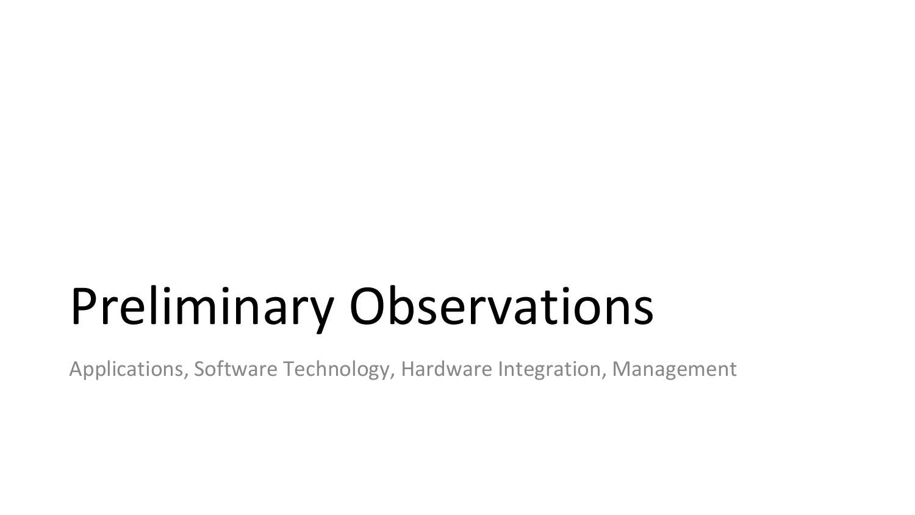# Preliminary Observations

Applications, Software Technology, Hardware Integration, Management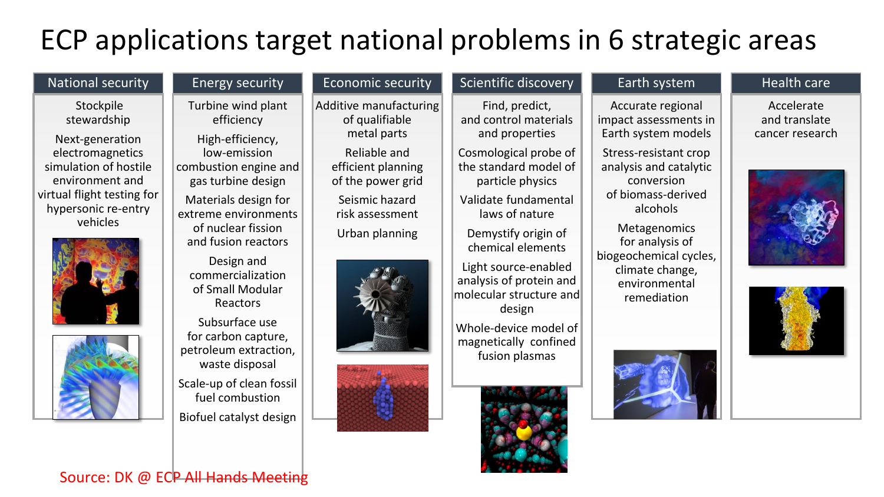# ECP applications target national problems in 6 strategic areas

| National security | Energy security | Economic security | Scientific discovery | Earth system | Health care |
|---|---|---|---|---|---|
| Stockpile stewardship | Turbine wind plant efficiency | Additive manufacturing of qualifiable metal parts | Find, predict, and control materials and properties | Accurate regional impact assessments in Earth system models | Accelerate and translate cancer research |
| Next-generation electromagnetics simulation of hostile environment and virtual flight testing for hypersonic re-entry vehicles | High-efficiency, low-emission combustion engine and gas turbine design | Reliable and efficient planning of the power grid | Cosmological probe of the standard model of particle physics | Stress-resistant crop analysis and catalytic conversion of biomass-derived alcohols | |
| | Materials design for extreme environments of nuclear fission and fusion reactors | Seismic hazard risk assessment | Validate fundamental laws of nature | Metagenomics for analysis of biogeochemical cycles, climate change, environmental remediation | |
| | Design and commercialization of Small Modular Reactors | Urban planning | Demystify origin of chemical elements | | |
| | Subsurface use for carbon capture, petroleum extraction, waste disposal | | Light source-enabled analysis of protein and molecular structure and design | | |
| | Scale-up of clean fossil fuel combustion | | Whole-device model of magnetically confined fusion plasmas | | |
| | Biofuel catalyst design | | | | |

Source: DK @ ECP All Hands Meeting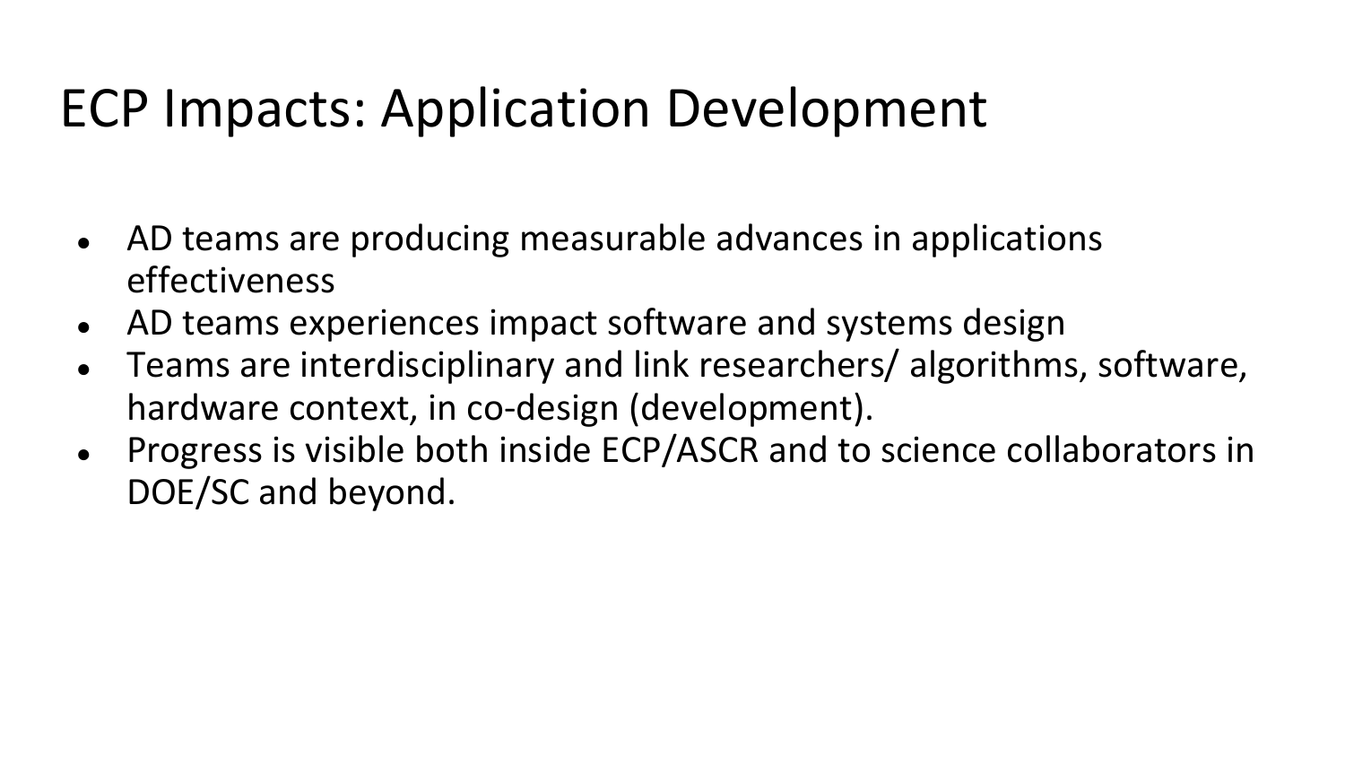# ECP Impacts: Application Development

- AD teams are producing measurable advances in applications effectiveness
- AD teams experiences impact software and systems design
- Teams are interdisciplinary and link researchers/ algorithms, software, hardware context, in co-design (development).
- Progress is visible both inside ECP/ASCR and to science collaborators in DOE/SC and beyond.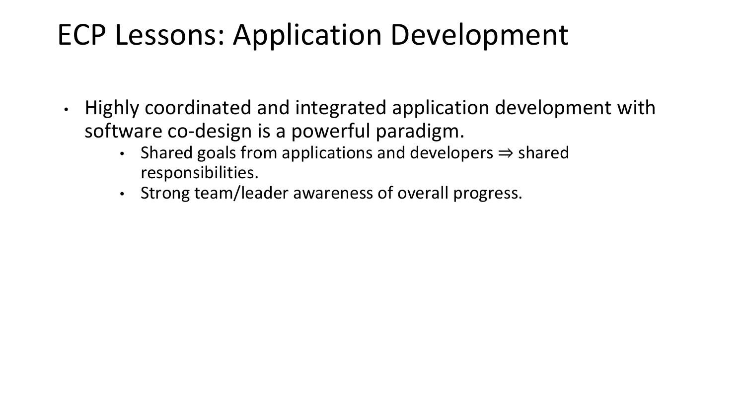# ECP Lessons: Application Development

- Highly coordinated and integrated application development with software co-design is a powerful paradigm.
    - Shared goals from applications and developers $\Rightarrow$ shared responsibilities.
    - Strong team/leader awareness of overall progress.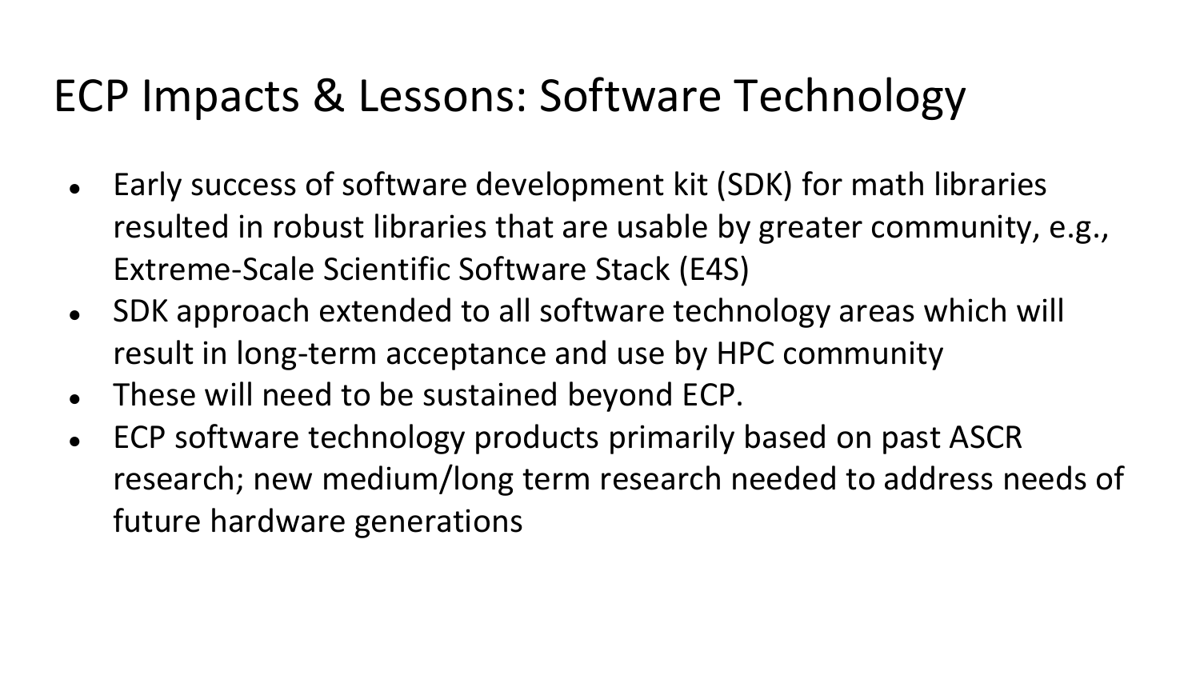# ECP Impacts & Lessons: Software Technology

- Early success of software development kit (SDK) for math libraries resulted in robust libraries that are usable by greater community, e.g., Extreme-Scale Scientific Software Stack (E4S)
- SDK approach extended to all software technology areas which will result in long-term acceptance and use by HPC community
- These will need to be sustained beyond ECP.
- ECP software technology products primarily based on past ASCR research; new medium/long term research needed to address needs of future hardware generations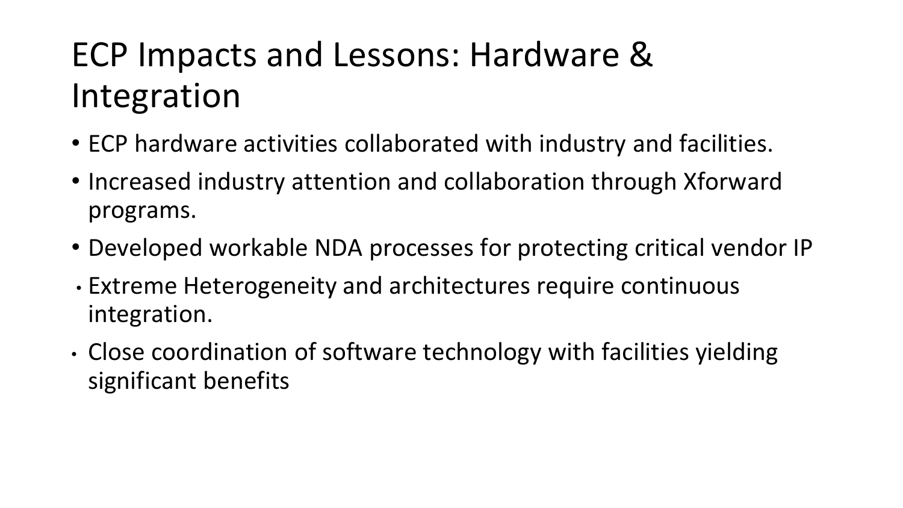# ECP Impacts and Lessons: Hardware & Integration

- ECP hardware activities collaborated with industry and facilities.
- Increased industry attention and collaboration through Xforward programs.
- Developed workable NDA processes for protecting critical vendor IP
- Extreme Heterogeneity and architectures require continuous integration.
- Close coordination of software technology with facilities yielding significant benefits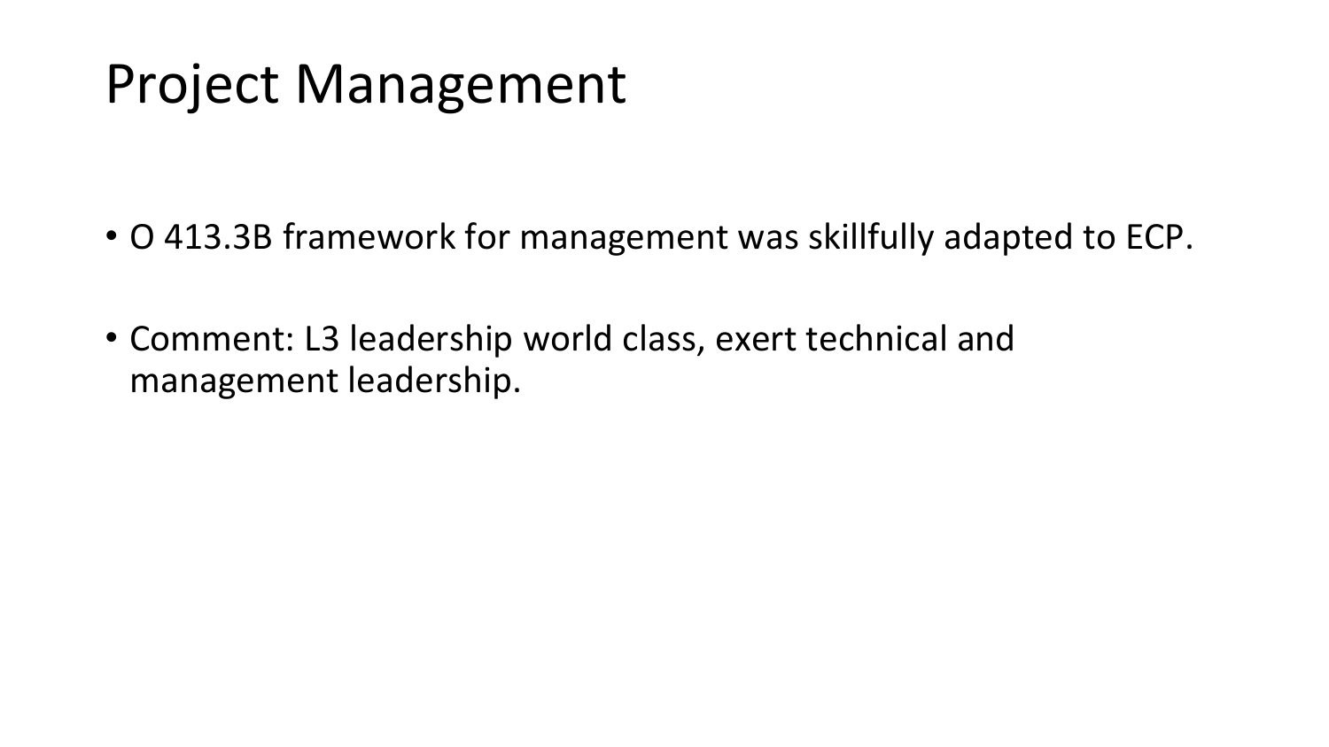# Project Management

- O 413.3B framework for management was skillfully adapted to ECP.
- Comment: L3 leadership world class, exert technical and management leadership.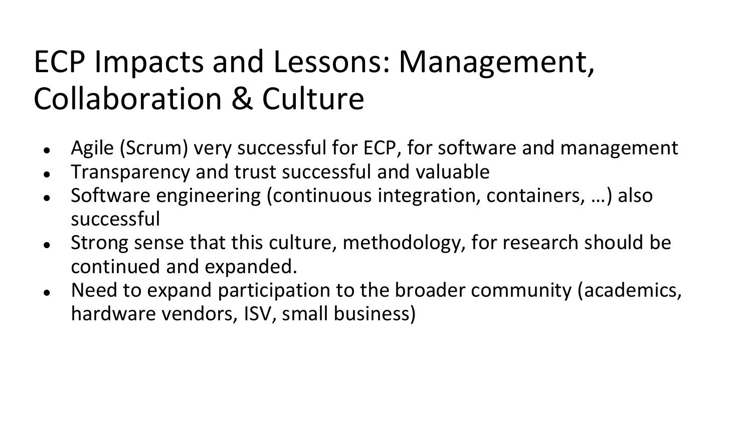# ECP Impacts and Lessons: Management, Collaboration & Culture

- Agile (Scrum) very successful for ECP, for software and management
- Transparency and trust successful and valuable
- Software engineering (continuous integration, containers, …) also successful
- Strong sense that this culture, methodology, for research should be continued and expanded.
- Need to expand participation to the broader community (academics, hardware vendors, ISV, small business)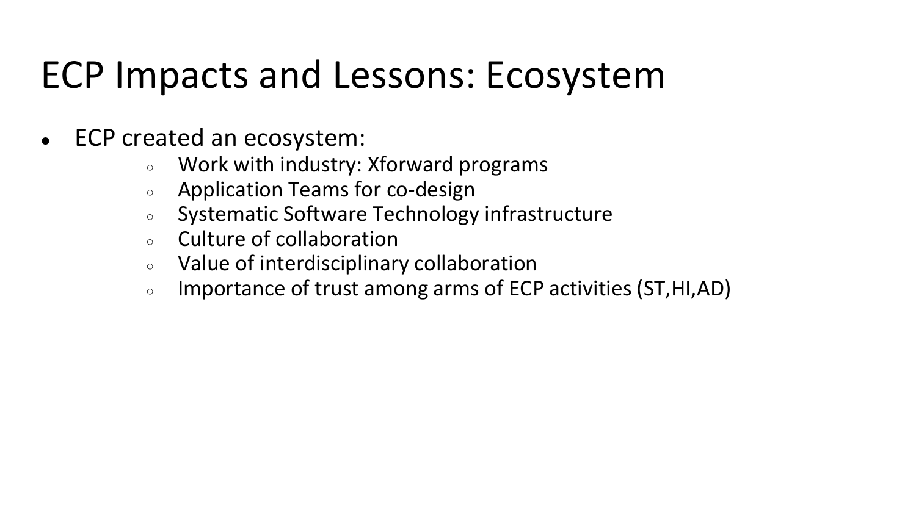# ECP Impacts and Lessons: Ecosystem

- ECP created an ecosystem:
  - Work with industry: Xforward programs
  - Application Teams for co-design
  - Systematic Software Technology infrastructure
  - Culture of collaboration
  - Value of interdisciplinary collaboration
  - Importance of trust among arms of ECP activities (ST,HI,AD)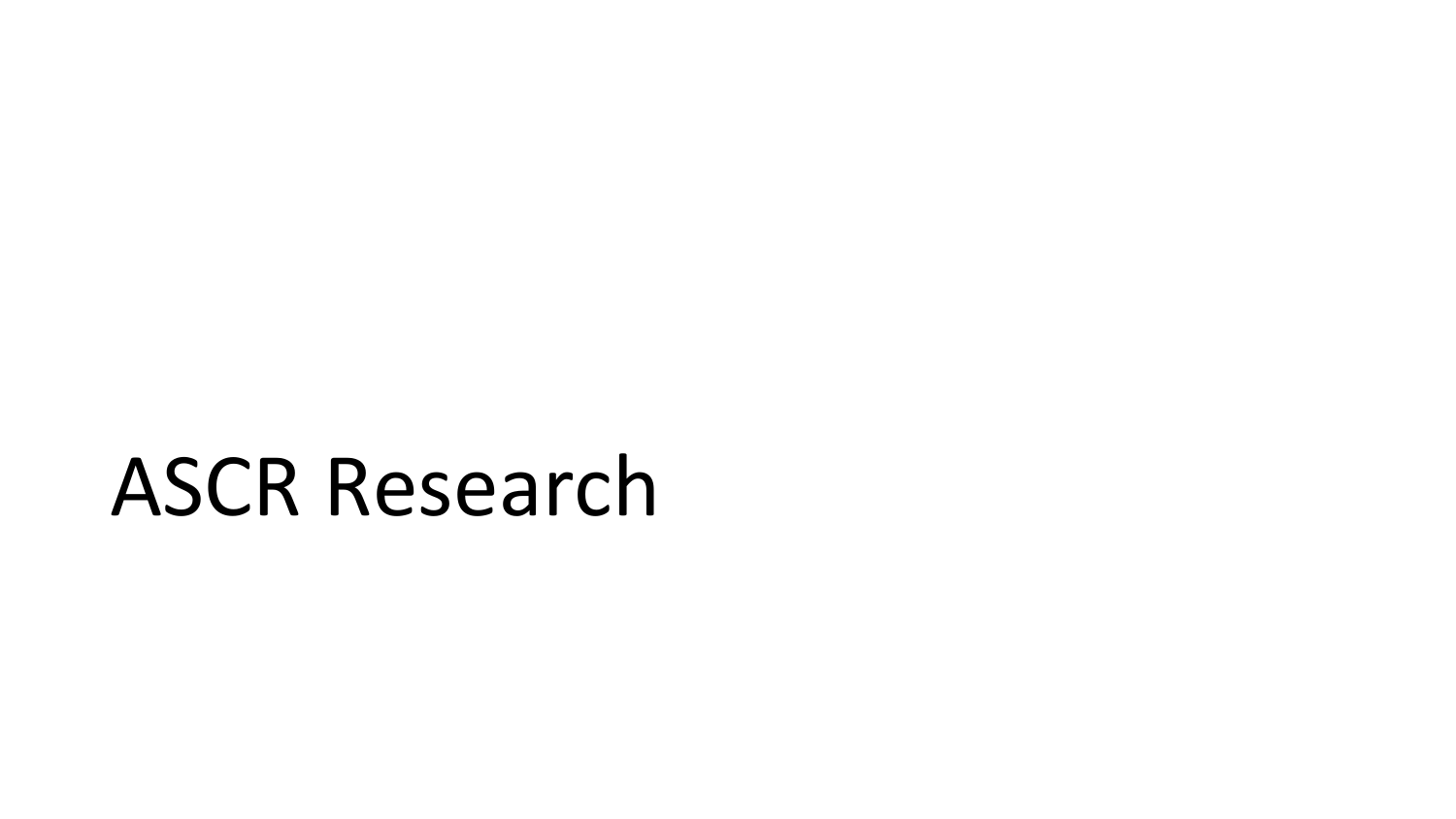# ASCR Research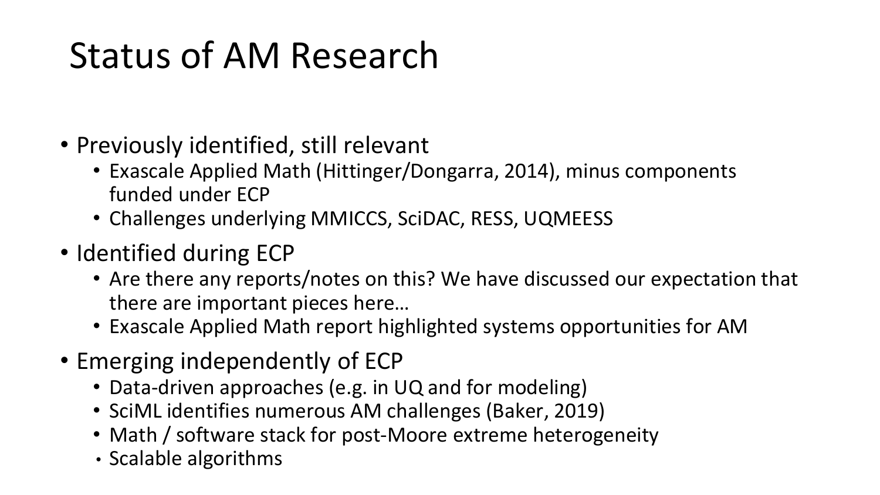# Status of AM Research

- Previously identified, still relevant
  - Exascale Applied Math (Hittinger/Dongarra, 2014), minus components funded under ECP
  - Challenges underlying MMICCS, SciDAC, RESS, UQMEESS
- Identified during ECP
  - Are there any reports/notes on this? We have discussed our expectation that there are important pieces here…
  - Exascale Applied Math report highlighted systems opportunities for AM
- Emerging independently of ECP
  - Data-driven approaches (e.g. in UQ and for modeling)
  - SciML identifies numerous AM challenges (Baker, 2019)
  - Math / software stack for post-Moore extreme heterogeneity
  - Scalable algorithms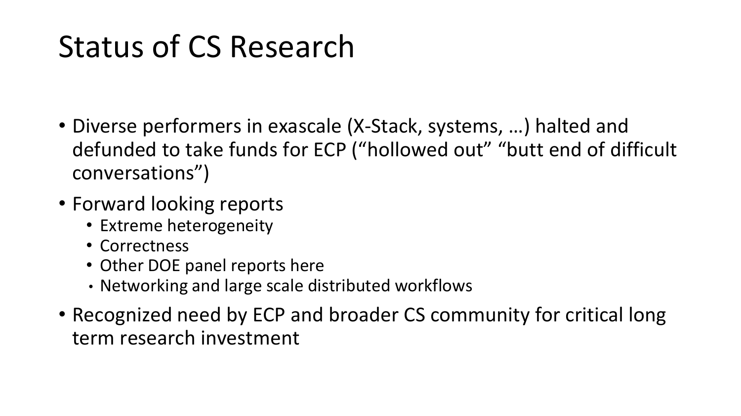# Status of CS Research

- Diverse performers in exascale (X-Stack, systems, …) halted and defunded to take funds for ECP ("hollowed out" "butt end of difficult conversations")
- Forward looking reports
  - Extreme heterogeneity
  - Correctness
  - Other DOE panel reports here
  - Networking and large scale distributed workflows
- Recognized need by ECP and broader CS community for critical long term research investment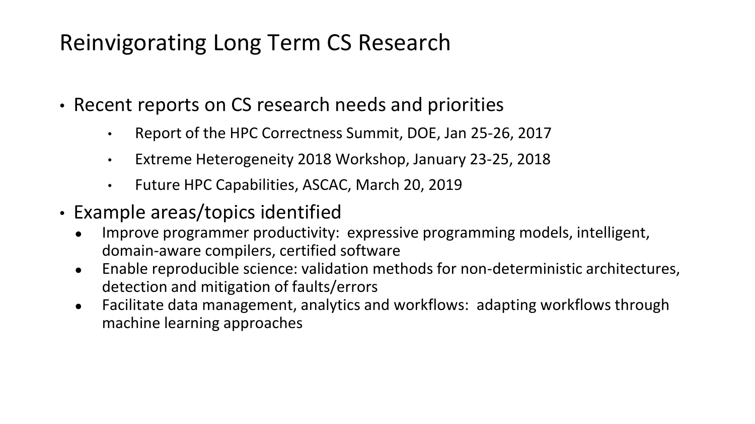# Reinvigorating Long Term CS Research

- Recent reports on CS research needs and priorities
  - Report of the HPC Correctness Summit, DOE, Jan 25-26, 2017
  - Extreme Heterogeneity 2018 Workshop, January 23-25, 2018
  - Future HPC Capabilities, ASCAC, March 20, 2019
- Example areas/topics identified
  - Improve programmer productivity: expressive programming models, intelligent, domain-aware compilers, certified software
  - Enable reproducible science: validation methods for non-deterministic architectures, detection and mitigation of faults/errors
  - Facilitate data management, analytics and workflows: adapting workflows through machine learning approaches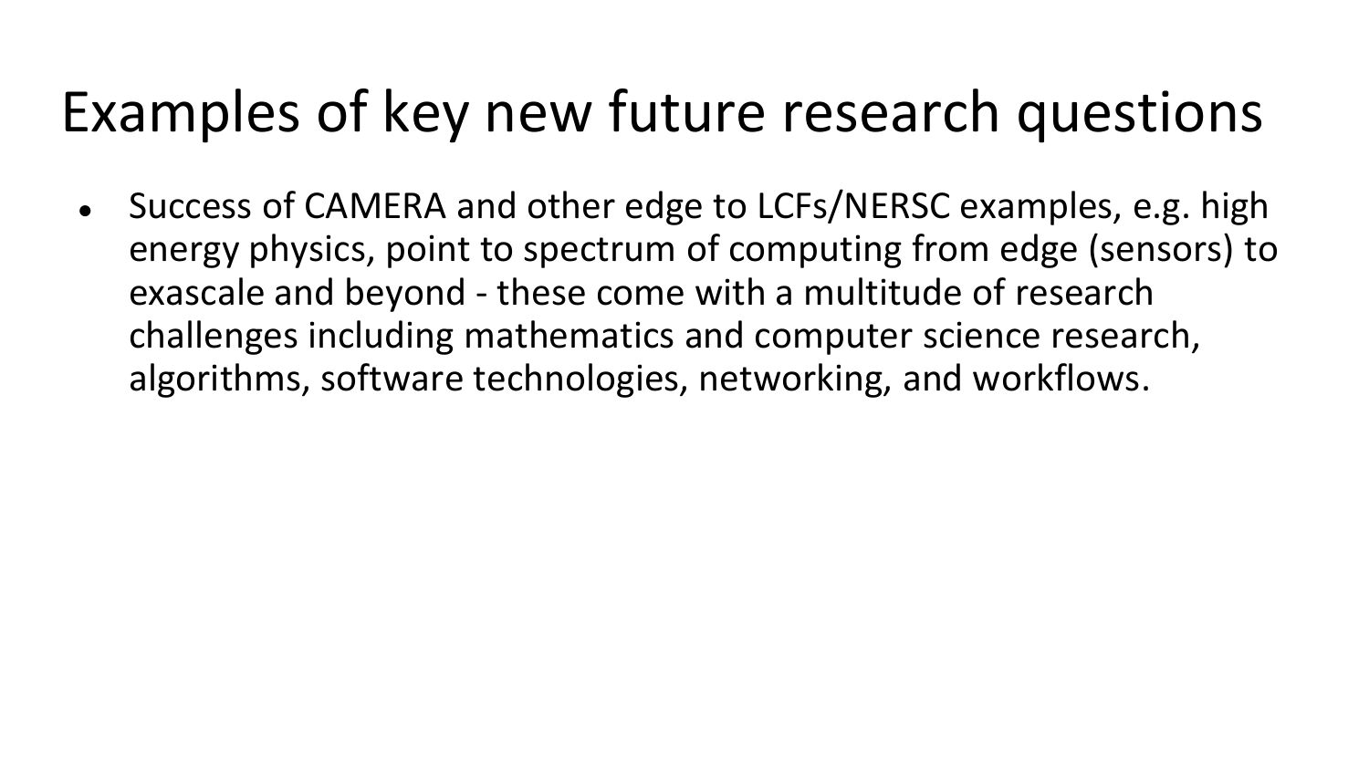# Examples of key new future research questions

- Success of CAMERA and other edge to LCFs/NERSC examples, e.g. high energy physics, point to spectrum of computing from edge (sensors) to exascale and beyond - these come with a multitude of research challenges including mathematics and computer science research, algorithms, software technologies, networking, and workflows.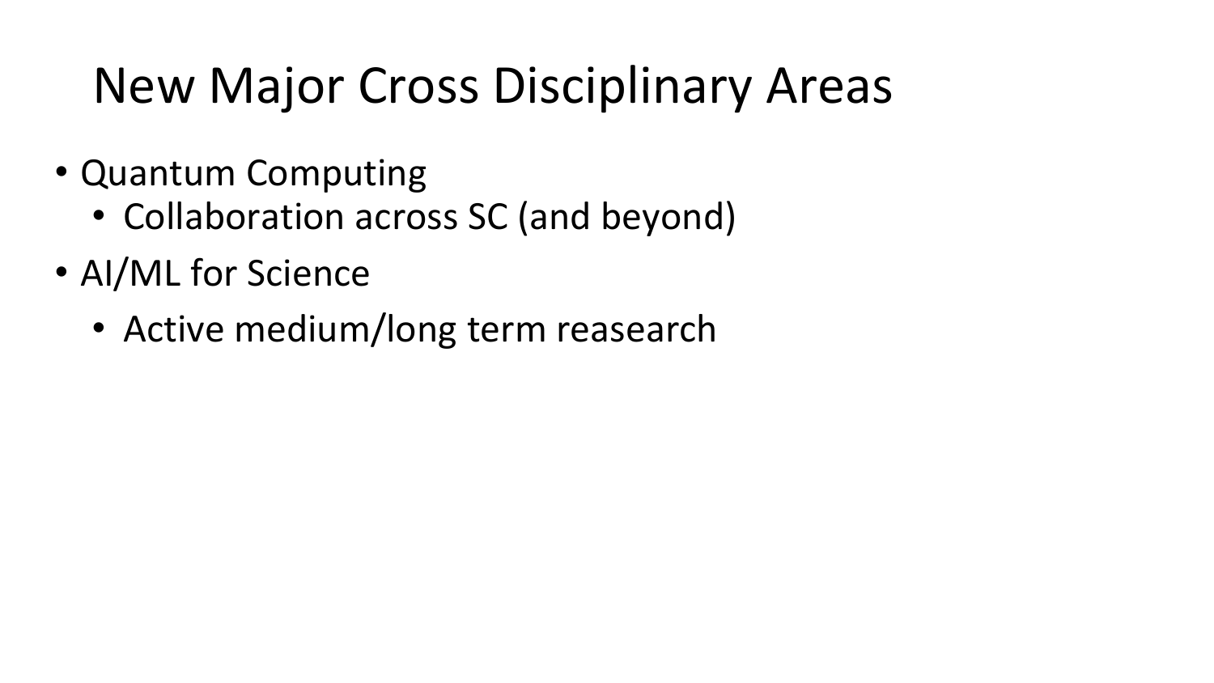# New Major Cross Disciplinary Areas

- Quantum Computing
  - Collaboration across SC (and beyond)
- AI/ML for Science
  - Active medium/long term reasearch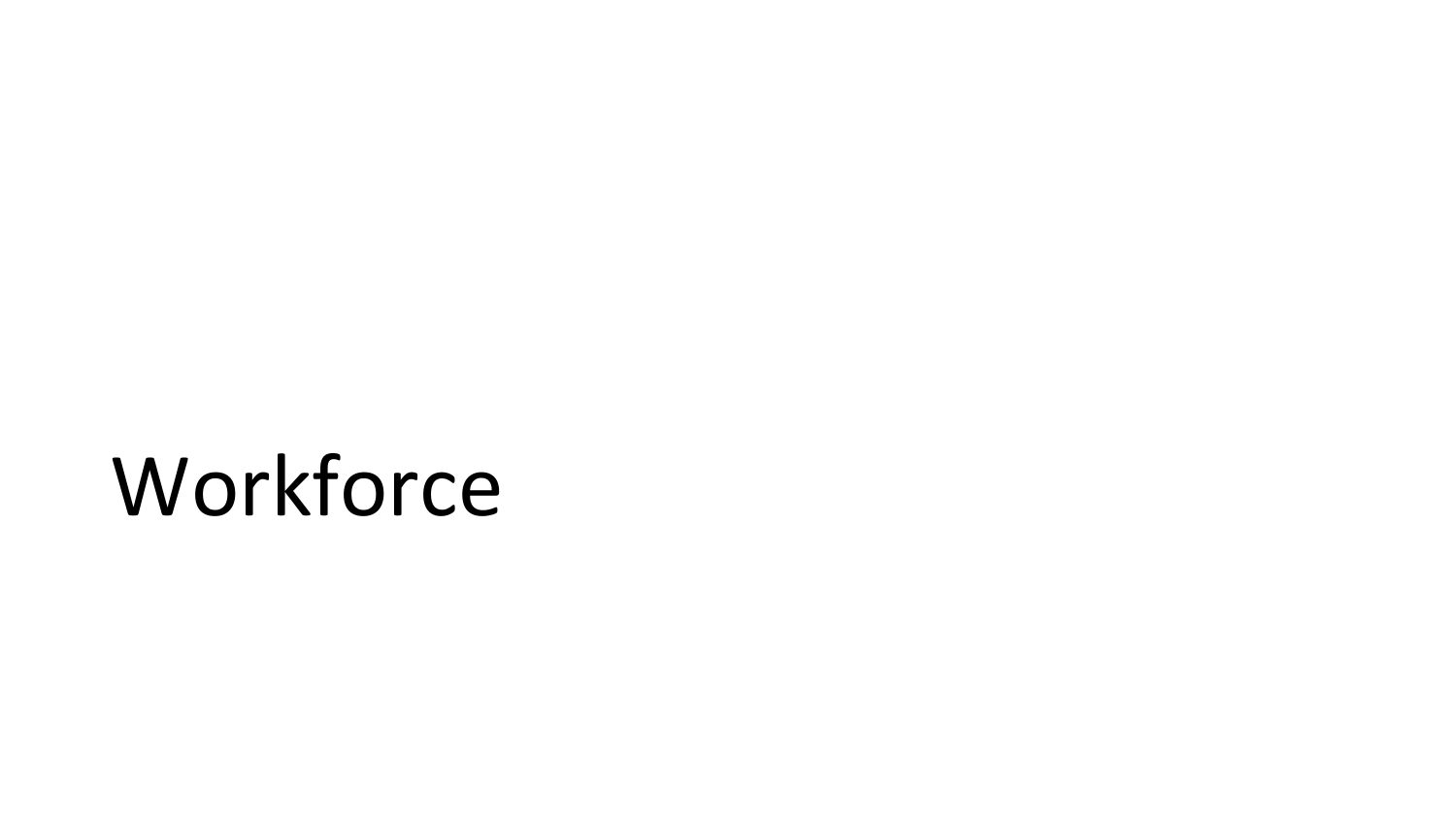# Workforce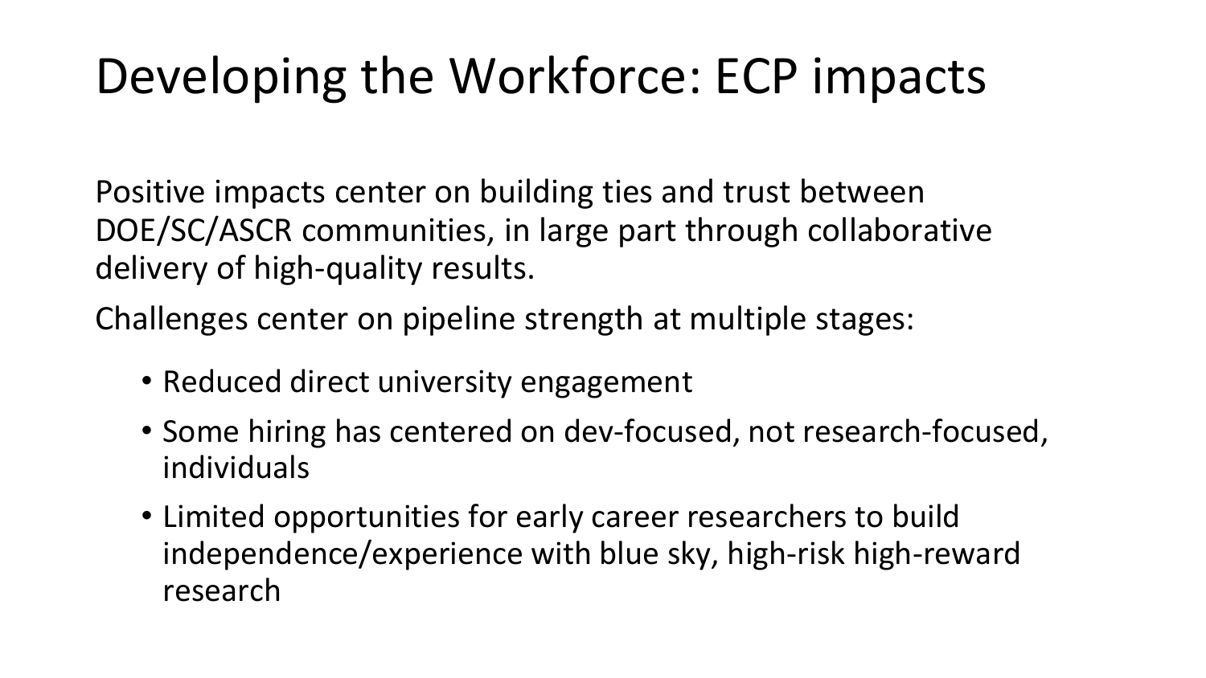# Developing the Workforce: ECP impacts

Positive impacts center on building ties and trust between DOE/SC/ASCR communities, in large part through collaborative delivery of high-quality results.

Challenges center on pipeline strength at multiple stages:

- Reduced direct university engagement
- Some hiring has centered on dev-focused, not research-focused, individuals
- Limited opportunities for early career researchers to build independence/experience with blue sky, high-risk high-reward research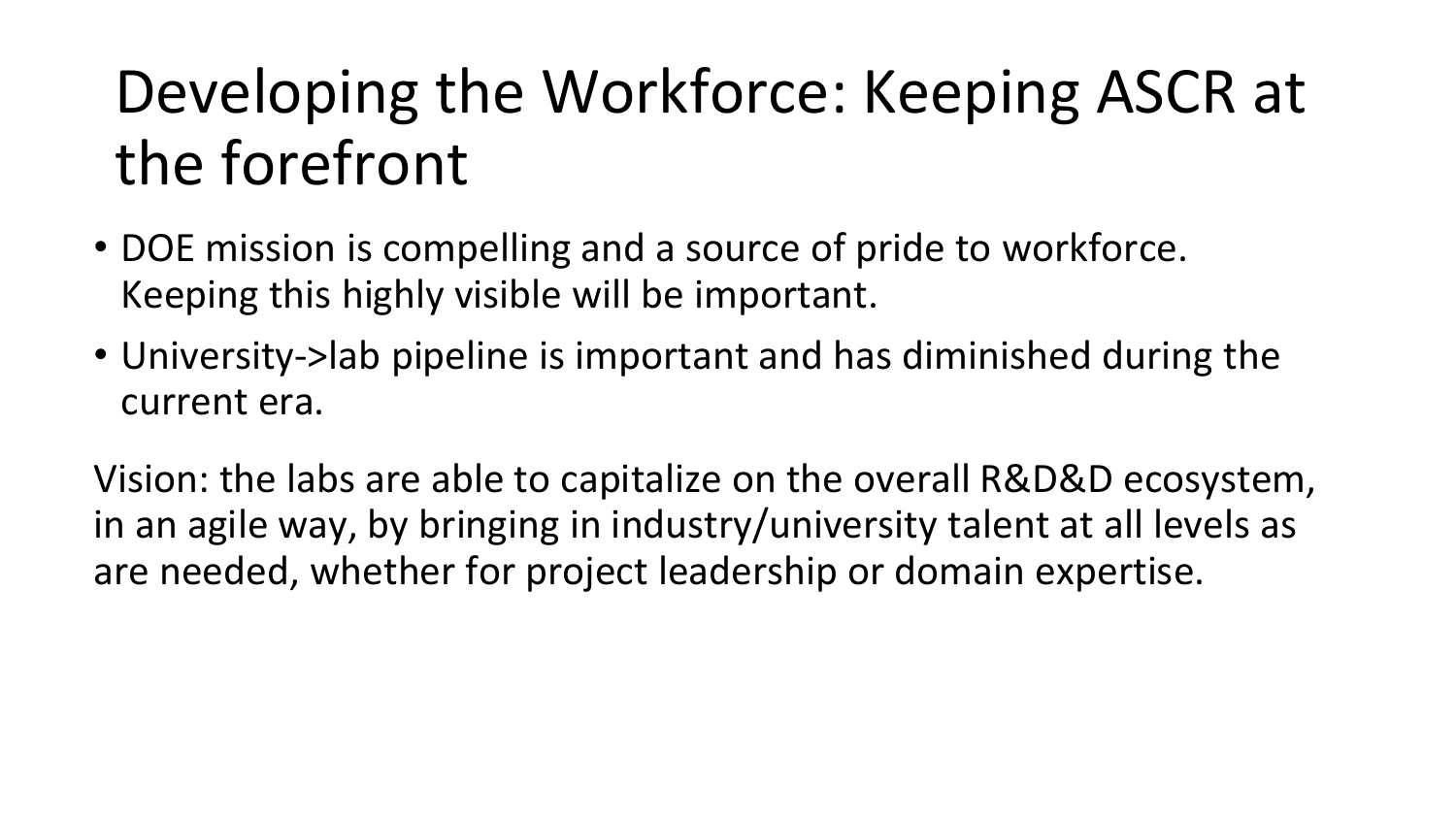# Developing the Workforce: Keeping ASCR at the forefront

- DOE mission is compelling and a source of pride to workforce. Keeping this highly visible will be important.
- University->lab pipeline is important and has diminished during the current era.

Vision: the labs are able to capitalize on the overall R&D&D ecosystem, in an agile way, by bringing in industry/university talent at all levels as are needed, whether for project leadership or domain expertise.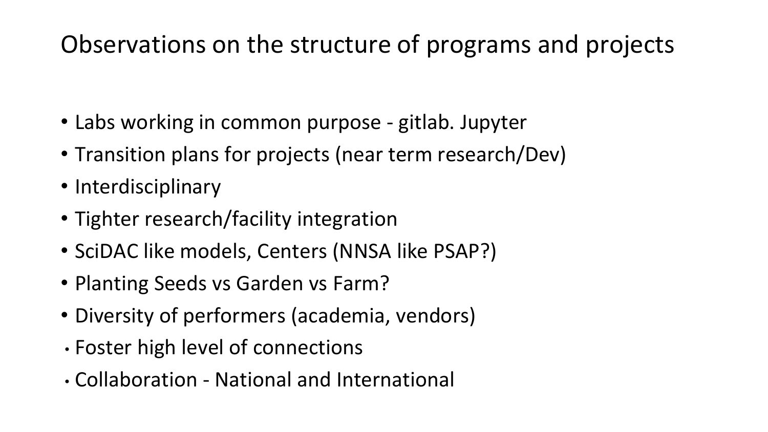# Observations on the structure of programs and projects

- Labs working in common purpose - gitlab. Jupyter
- Transition plans for projects (near term research/Dev)
- Interdisciplinary
- Tighter research/facility integration
- SciDAC like models, Centers (NNSA like PSAP?)
- Planting Seeds vs Garden vs Farm?
- Diversity of performers (academia, vendors)
- Foster high level of connections
- Collaboration - National and International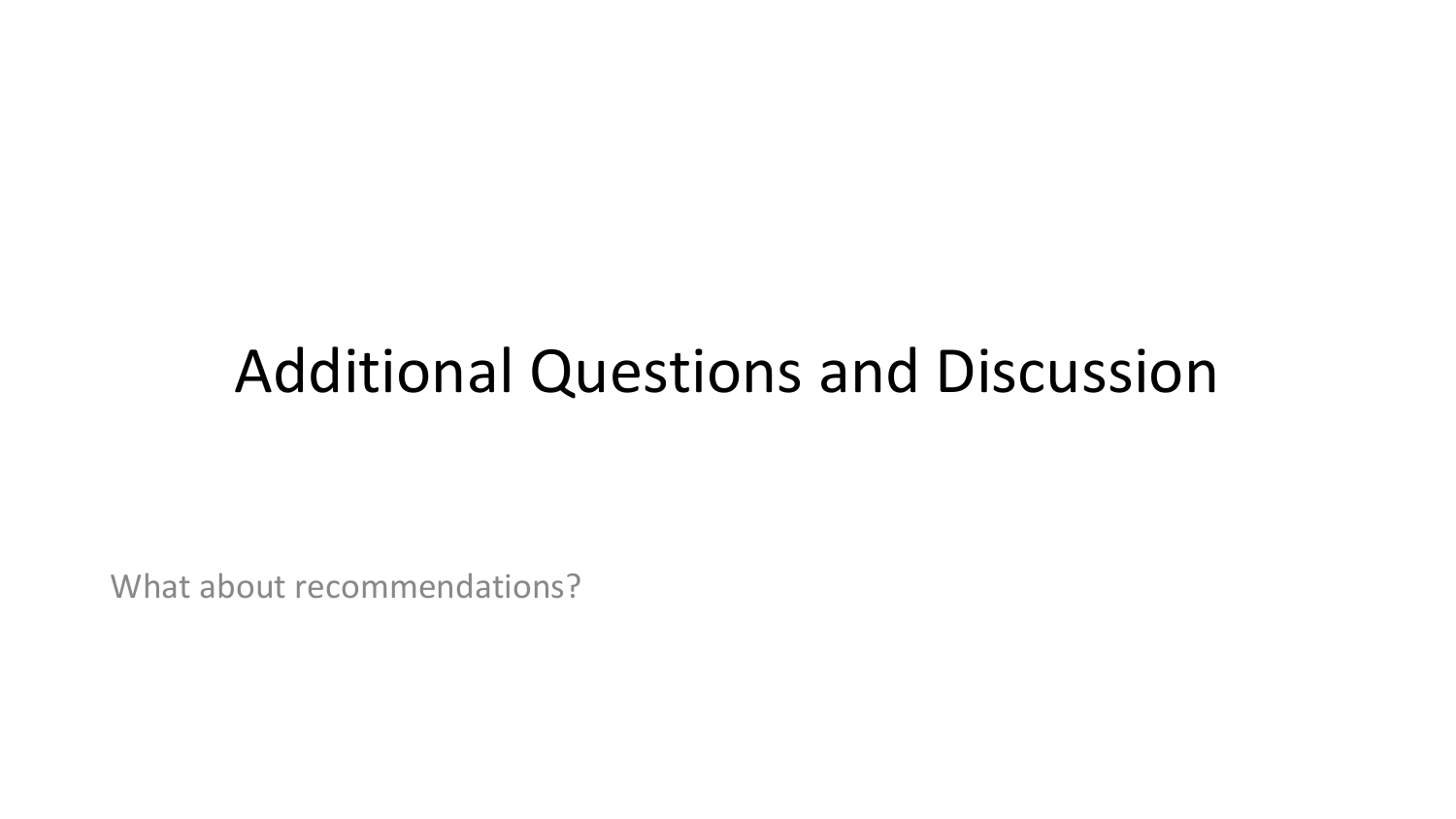# Additional Questions and Discussion

What about recommendations?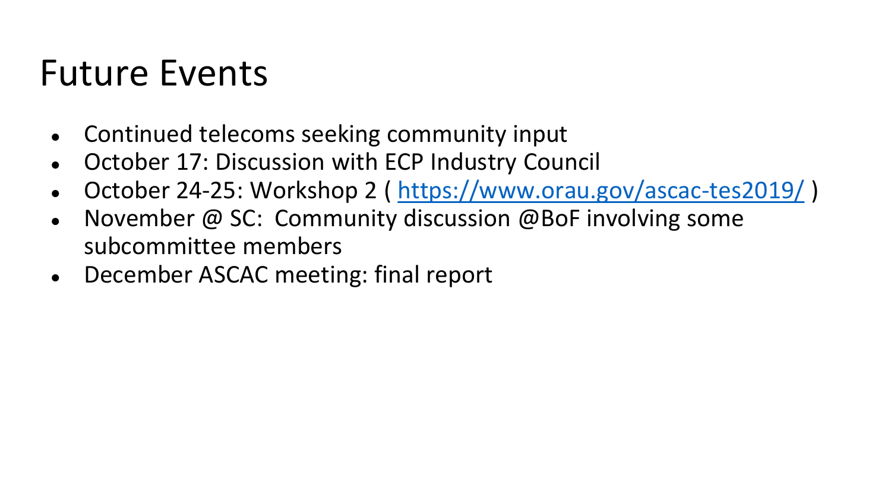# Future Events

- Continued telecoms seeking community input
- October 17: Discussion with ECP Industry Council
- October 24-25: Workshop 2 ( https://www.orau.gov/ascac-tes2019/ )
- November @ SC: Community discussion @BoF involving some subcommittee members
- December ASCAC meeting: final report